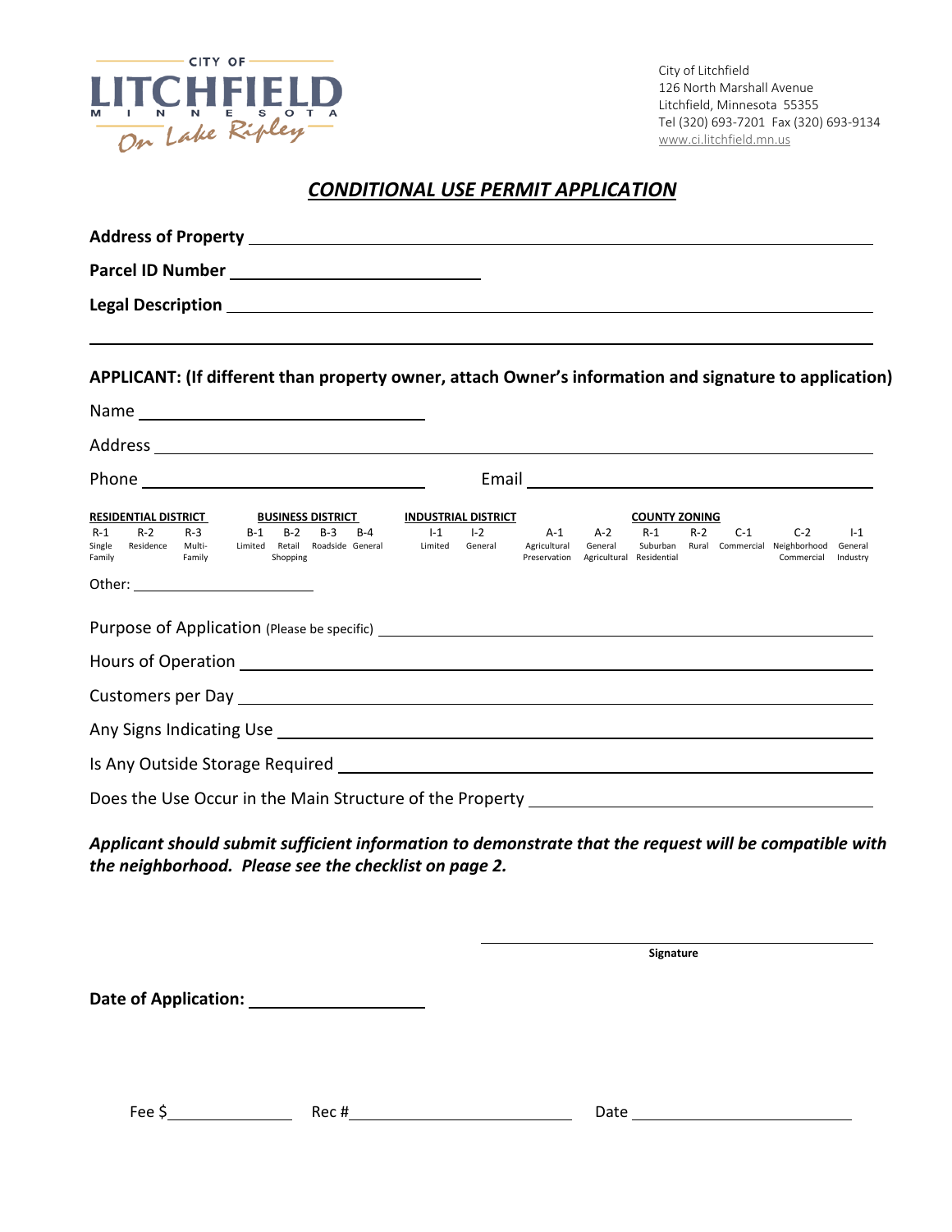CITY OF
LITCHFIELD
MINNESOTA
On Lake Ripley

City of Litchfield
126 North Marshall Avenue
Litchfield, Minnesota 55355
Tel (320) 693-7201 Fax (320) 693-9134
www.ci.litchfield.mn.us

# *CONDITIONAL USE PERMIT APPLICATION*

**Address of Property** ______________________________________________

**Parcel ID Number** ____________________

**Legal Description** ______________________________________________

______________________________________________

**APPLICANT: (If different than property owner, attach Owner's information and signature to application)**

Name ____________________

Address ______________________________________________

Phone ____________________ Email ____________________

| RESIDENTIAL DISTRICT | | | BUSINESS DISTRICT | | | | INDUSTRIAL DISTRICT | | COUNTY ZONING | | | | | | |
|---|---|---|---|---|---|---|---|---|---|---|---|---|---|---|---|
| R-1 Single Family | R-2 Residence | R-3 Multi-Family | B-1 Limited | B-2 Retail Shopping | B-3 Roadside | B-4 General | I-1 Limited | I-2 General | A-1 Agricultural Preservation | A-2 General Agricultural | R-1 Suburban Residential | R-2 Rural | C-1 Commercial | C-2 Neighborhood Commercial | I-1 General Industry |

Other: ____________________

Purpose of Application (Please be specific) ______________________________________________

Hours of Operation ______________________________________________

Customers per Day ______________________________________________

Any Signs Indicating Use ______________________________________________

Is Any Outside Storage Required ______________________________________________

Does the Use Occur in the Main Structure of the Property ______________________________________________

***Applicant should submit sufficient information to demonstrate that the request will be compatible with the neighborhood. Please see the checklist on page 2.***

______________________________
**Signature**

**Date of Application:** ____________________

Fee $ ____________ Rec # ____________________ Date ____________________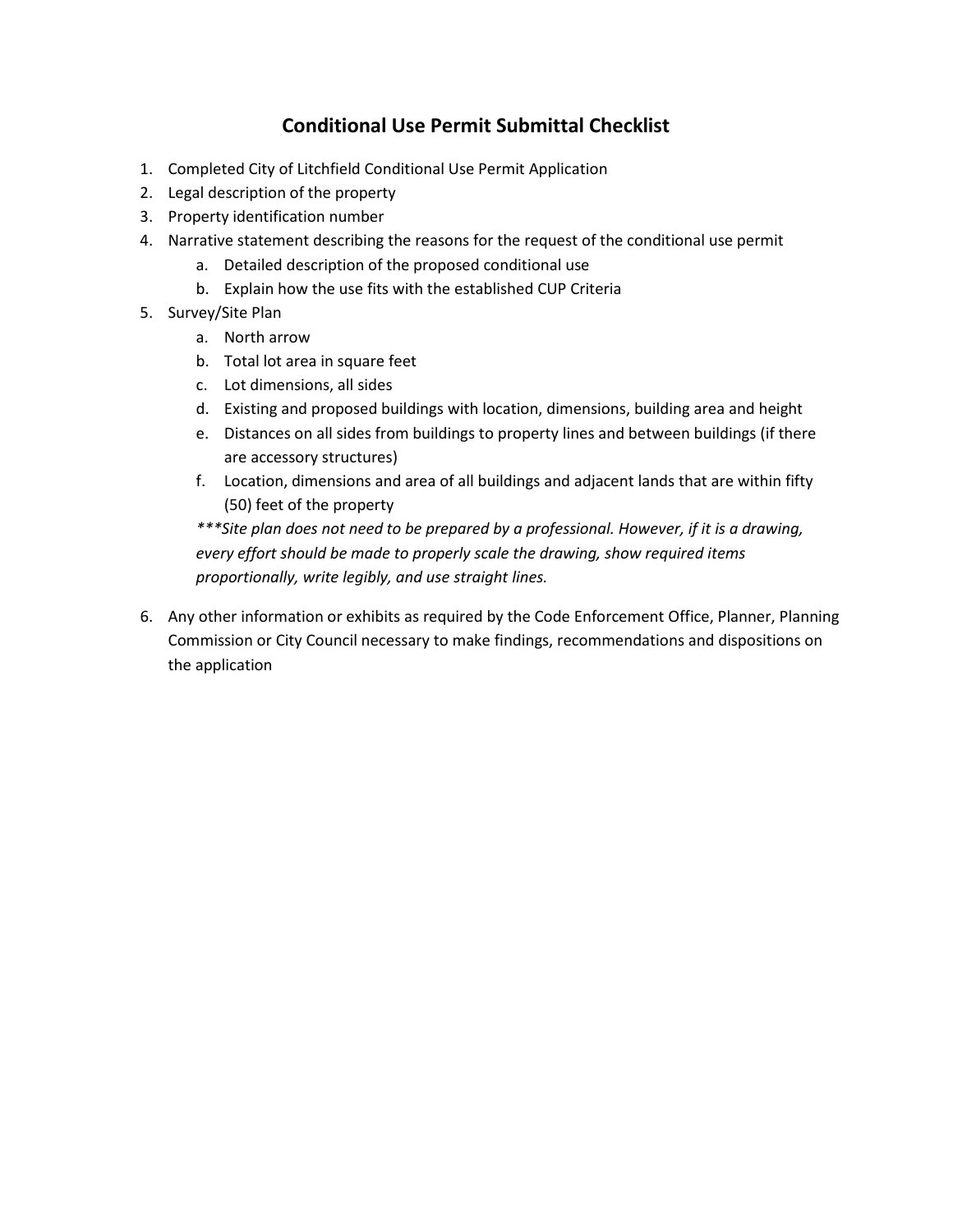## Conditional Use Permit Submittal Checklist

1. Completed City of Litchfield Conditional Use Permit Application
2. Legal description of the property
3. Property identification number
4. Narrative statement describing the reasons for the request of the conditional use permit
   a. Detailed description of the proposed conditional use
   b. Explain how the use fits with the established CUP Criteria
5. Survey/Site Plan
   a. North arrow
   b. Total lot area in square feet
   c. Lot dimensions, all sides
   d. Existing and proposed buildings with location, dimensions, building area and height
   e. Distances on all sides from buildings to property lines and between buildings (if there are accessory structures)
   f. Location, dimensions and area of all buildings and adjacent lands that are within fifty (50) feet of the property

   ****Site plan does not need to be prepared by a professional. However, if it is a drawing, every effort should be made to properly scale the drawing, show required items proportionally, write legibly, and use straight lines.*

6. Any other information or exhibits as required by the Code Enforcement Office, Planner, Planning Commission or City Council necessary to make findings, recommendations and dispositions on the application